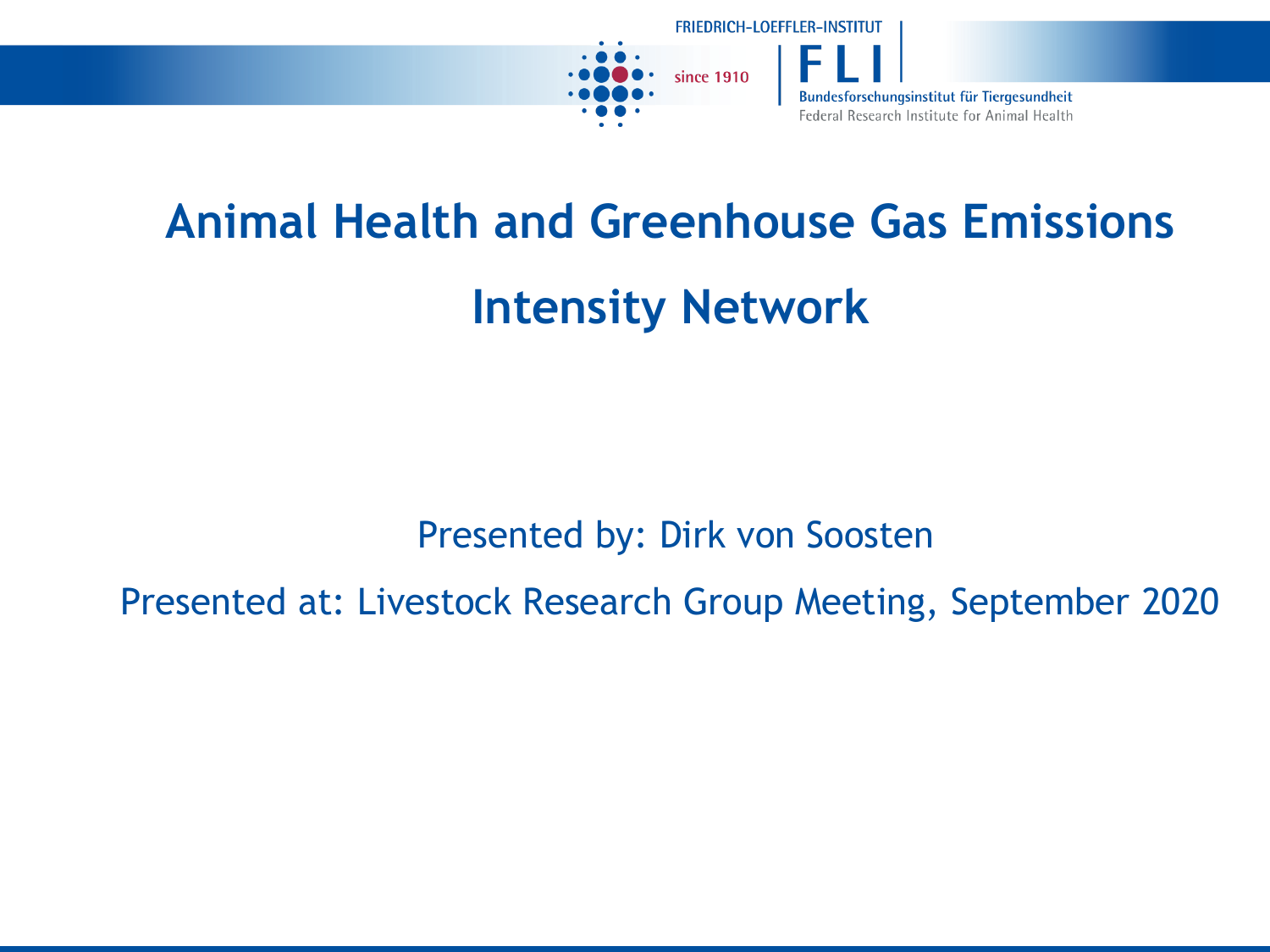FRIEDRICH-LOEFFLER-INSTITUT

since 1910

FLI

Bundesforschungsinstitut für Tiergesundheit

Federal Research Institute for Animal Health

# Animal Health and Greenhouse Gas Emissions Intensity Network

Presented by: Dirk von Soosten

Presented at: Livestock Research Group Meeting, September 2020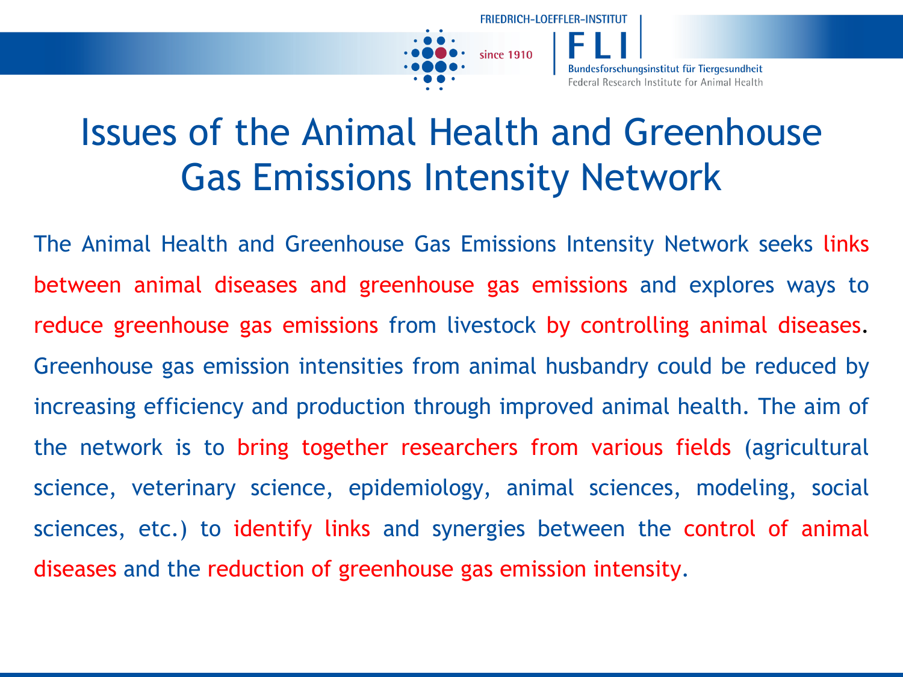# Issues of the Animal Health and Greenhouse Gas Emissions Intensity Network

The Animal Health and Greenhouse Gas Emissions Intensity Network seeks links between animal diseases and greenhouse gas emissions and explores ways to reduce greenhouse gas emissions from livestock by controlling animal diseases. Greenhouse gas emission intensities from animal husbandry could be reduced by increasing efficiency and production through improved animal health. The aim of the network is to bring together researchers from various fields (agricultural science, veterinary science, epidemiology, animal sciences, modeling, social sciences, etc.) to identify links and synergies between the control of animal diseases and the reduction of greenhouse gas emission intensity.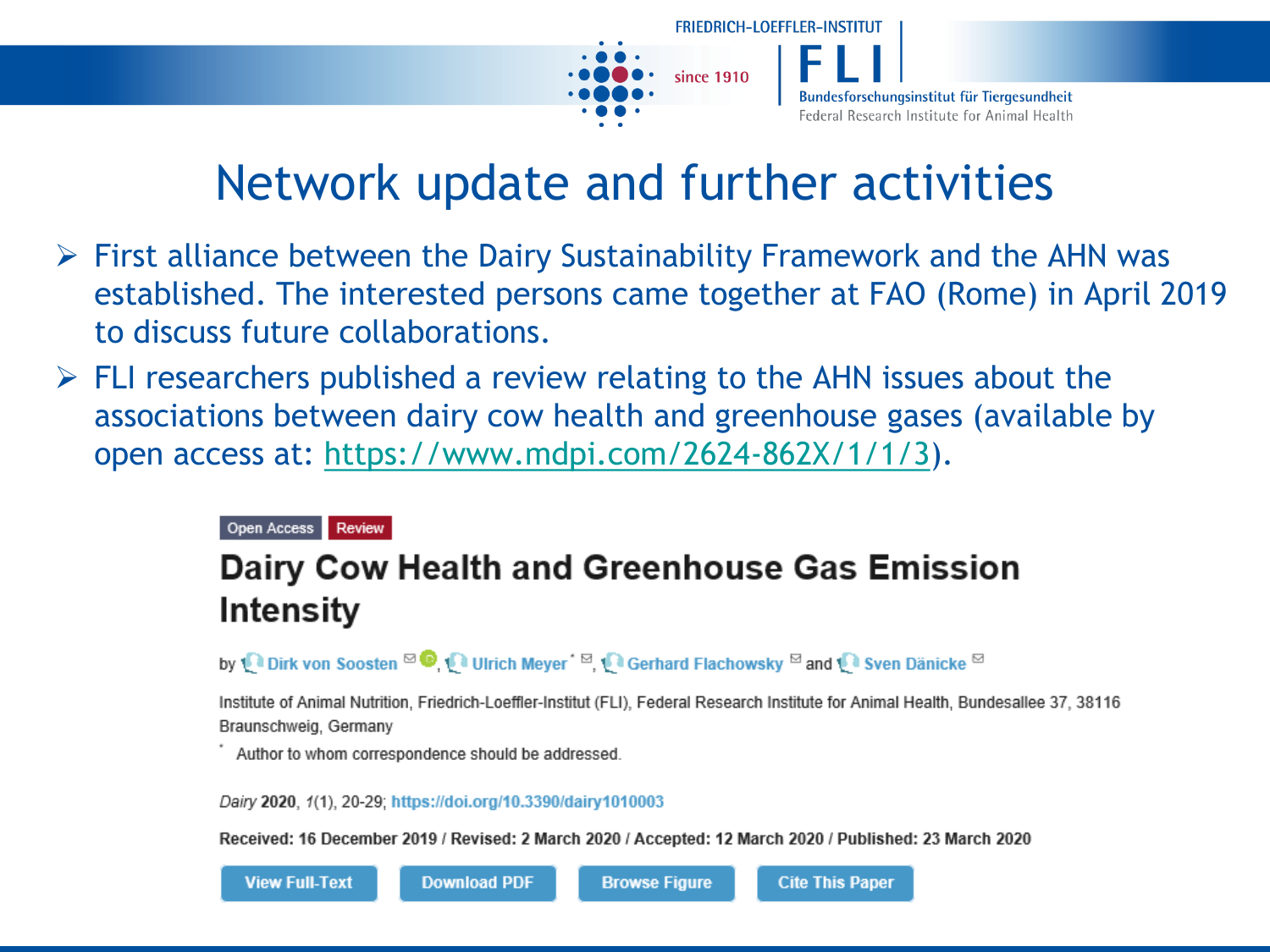# Network update and further activities

- First alliance between the Dairy Sustainability Framework and the AHN was established. The interested persons came together at FAO (Rome) in April 2019 to discuss future collaborations.
- FLI researchers published a review relating to the AHN issues about the associations between dairy cow health and greenhouse gases (available by open access at: https://www.mdpi.com/2624-862X/1/1/3).

Open Access Review

## Dairy Cow Health and Greenhouse Gas Emission Intensity

by Dirk von Soosten, Ulrich Meyer *, Gerhard Flachowsky and Sven Dänicke

Institute of Animal Nutrition, Friedrich-Loeffler-Institut (FLI), Federal Research Institute for Animal Health, Bundesallee 37, 38116 Braunschweig, Germany

\* Author to whom correspondence should be addressed.

*Dairy* **2020**, *1*(1), 20-29; https://doi.org/10.3390/dairy1010003

Received: 16 December 2019 / Revised: 2 March 2020 / Accepted: 12 March 2020 / Published: 23 March 2020

View Full-Text | Download PDF | Browse Figure | Cite This Paper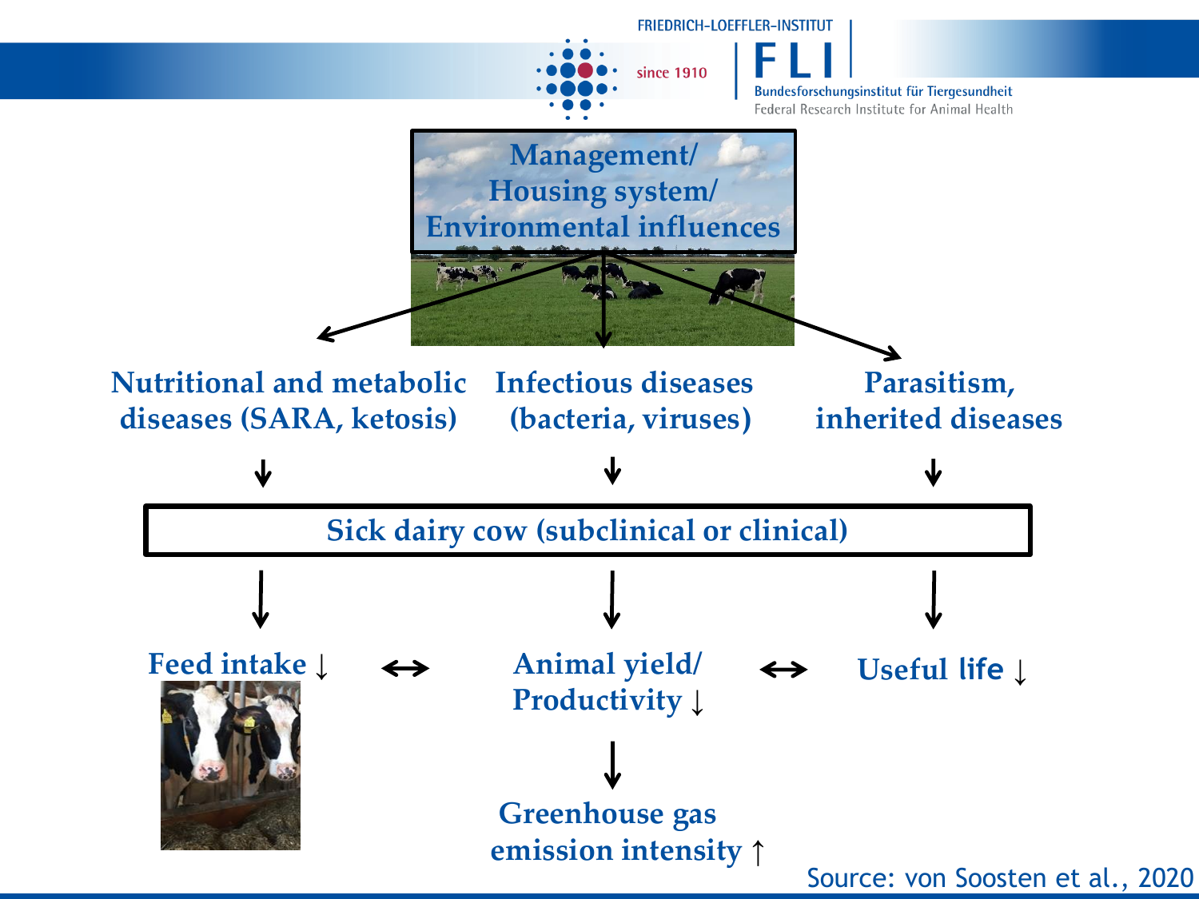Management/
Housing system/
Environmental influences

Nutritional and metabolic diseases (SARA, ketosis)

Infectious diseases (bacteria, viruses)

Parasitism, inherited diseases

Sick dairy cow (subclinical or clinical)

Feed intake ↓ ↔ Animal yield/ Productivity ↓ ↔ Useful life ↓

Greenhouse gas emission intensity ↑

Source: von Soosten et al., 2020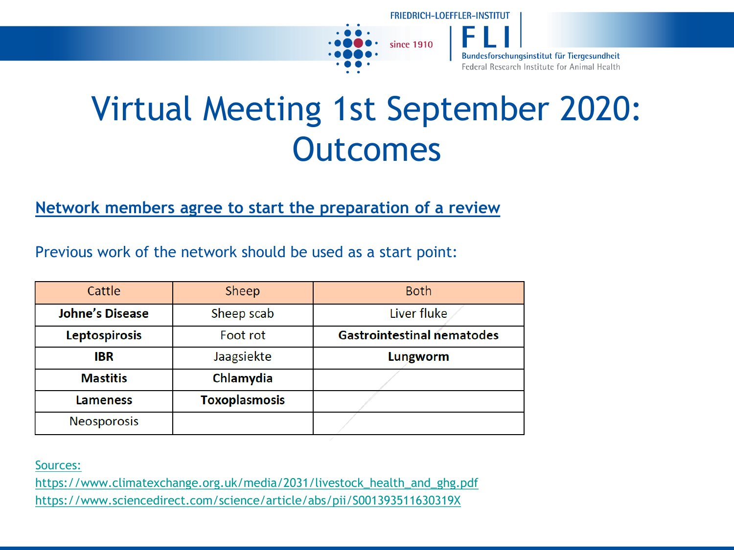# Virtual Meeting 1st September 2020: Outcomes

## Network members agree to start the preparation of a review

Previous work of the network should be used as a start point:

| Cattle | Sheep | Both |
|---|---|---|
| **Johne's Disease** | Sheep scab | Liver fluke |
| **Leptospirosis** | Foot rot | **Gastrointestinal nematodes** |
| **IBR** | Jaagsiekte | **Lungworm** |
| **Mastitis** | **Chlamydia** | |
| **Lameness** | **Toxoplasmosis** | |
| Neosporosis | | |

Sources:
https://www.climatexchange.org.uk/media/2031/livestock_health_and_ghg.pdf
https://www.sciencedirect.com/science/article/abs/pii/S001393511630319X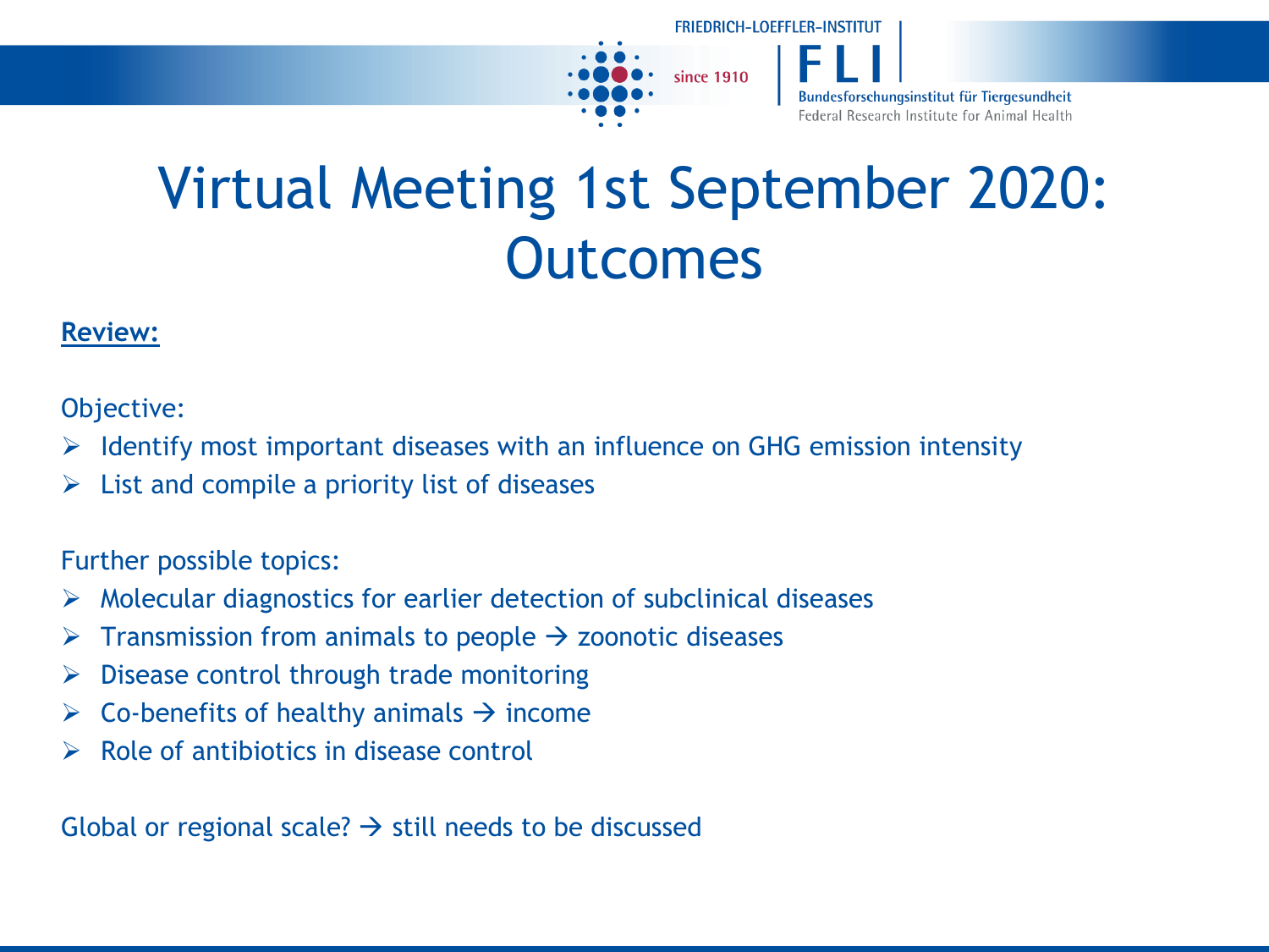# Virtual Meeting 1st September 2020: Outcomes

**Review:**

Objective:

- Identify most important diseases with an influence on GHG emission intensity
- List and compile a priority list of diseases

Further possible topics:

- Molecular diagnostics for earlier detection of subclinical diseases
- Transmission from animals to people → zoonotic diseases
- Disease control through trade monitoring
- Co-benefits of healthy animals → income
- Role of antibiotics in disease control

Global or regional scale? → still needs to be discussed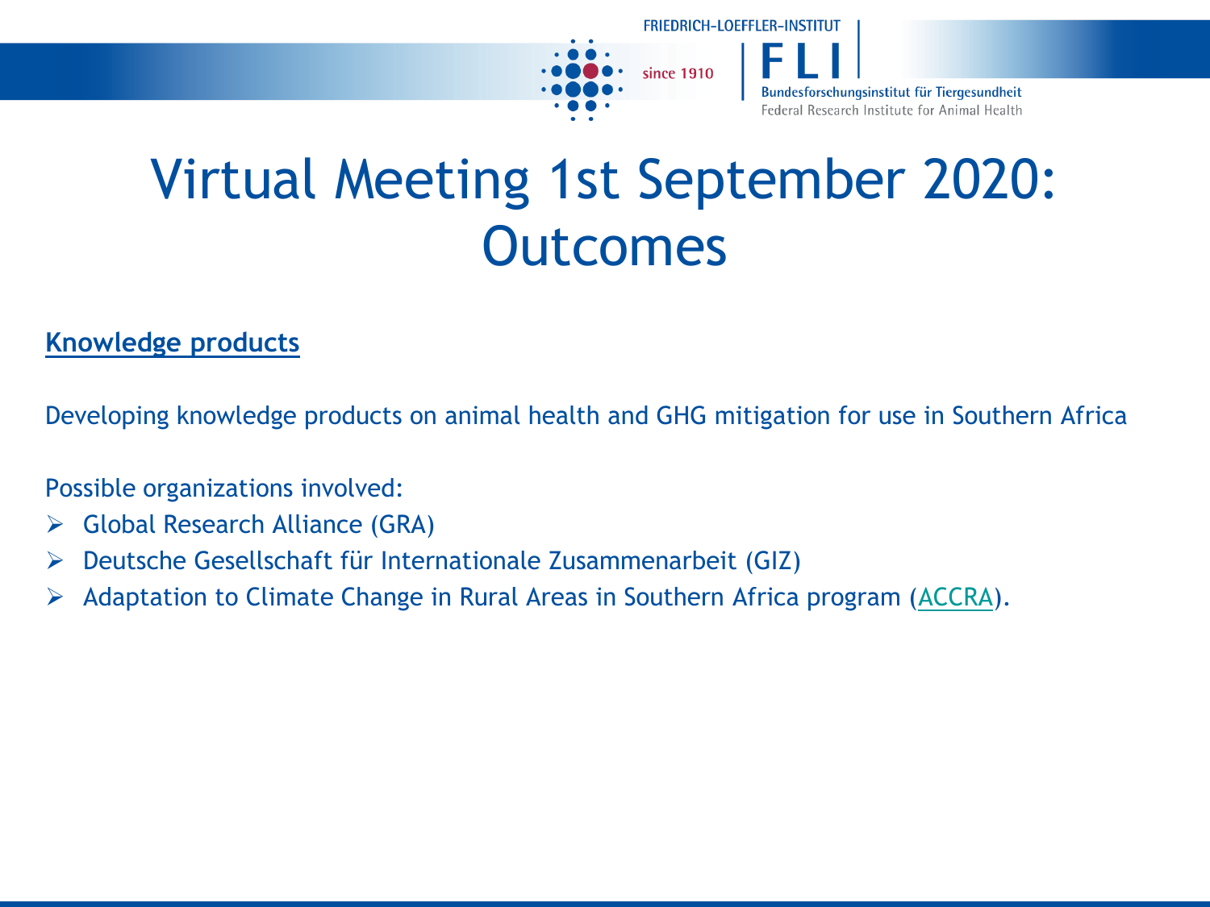# Virtual Meeting 1st September 2020: Outcomes

**Knowledge products**

Developing knowledge products on animal health and GHG mitigation for use in Southern Africa

Possible organizations involved:

- Global Research Alliance (GRA)
- Deutsche Gesellschaft für Internationale Zusammenarbeit (GIZ)
- Adaptation to Climate Change in Rural Areas in Southern Africa program (ACCRA).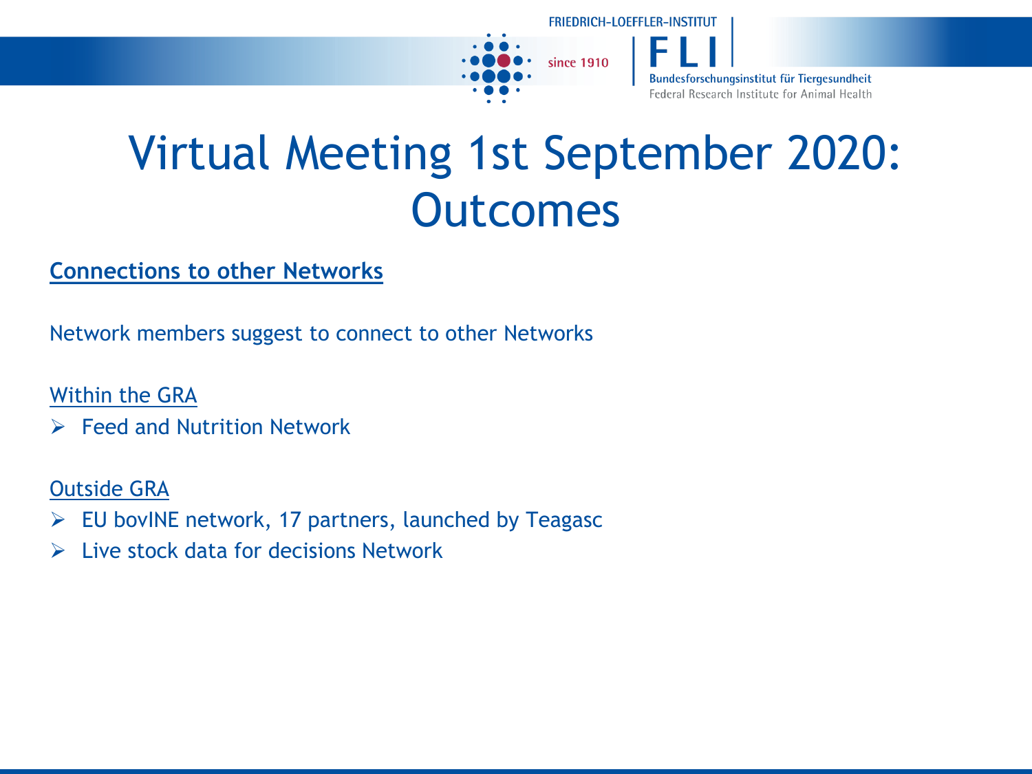# Virtual Meeting 1st September 2020: Outcomes

**Connections to other Networks**

Network members suggest to connect to other Networks

Within the GRA

- Feed and Nutrition Network

Outside GRA

- EU bovINE network, 17 partners, launched by Teagasc
- Live stock data for decisions Network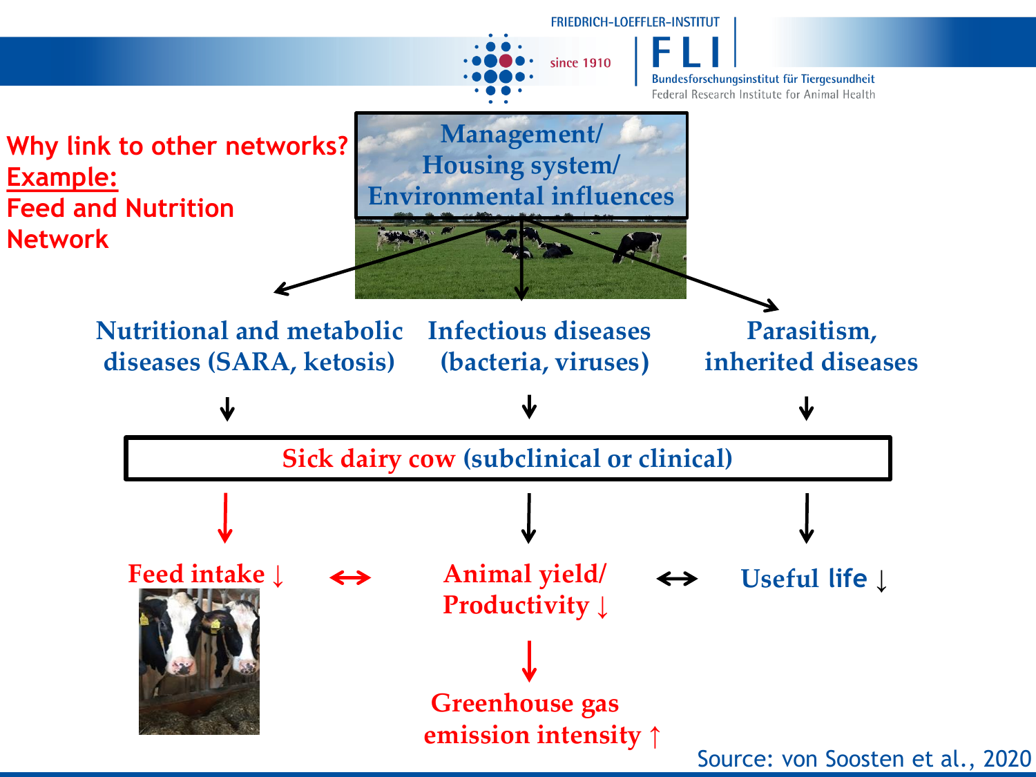**Why link to other networks?**
**Example:**
**Feed and Nutrition Network**

**Management/ Housing system/ Environmental influences**

↓

Nutritional and metabolic diseases (SARA, ketosis)

Infectious diseases (bacteria, viruses)

Parasitism, inherited diseases

↓

**Sick dairy cow (subclinical or clinical)**

↓

Feed intake ↓ ↔ Animal yield/ Productivity ↓ ↔ Useful life ↓

↓

Greenhouse gas emission intensity ↑

Source: von Soosten et al., 2020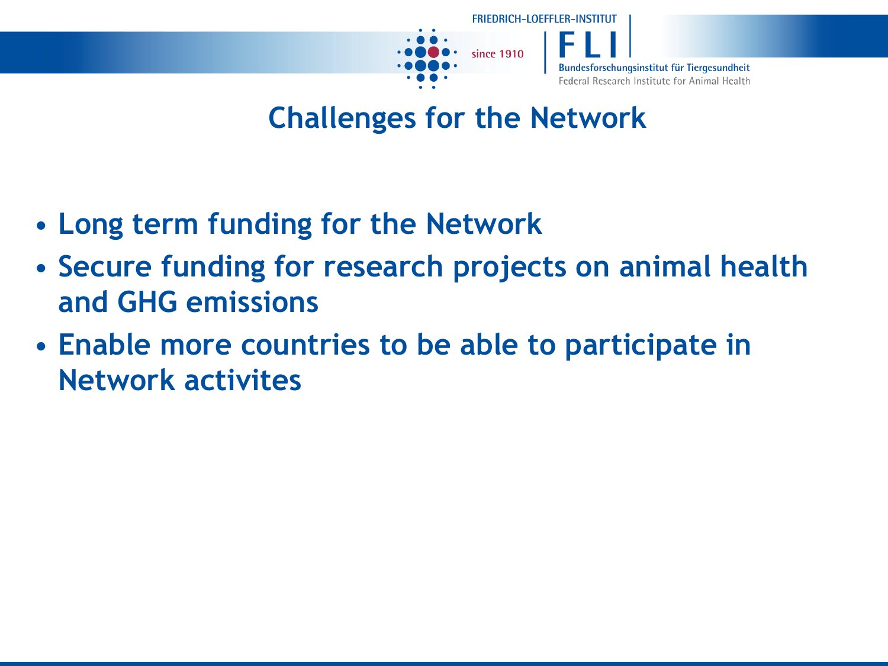# Challenges for the Network

- Long term funding for the Network
- Secure funding for research projects on animal health and GHG emissions
- Enable more countries to be able to participate in Network activites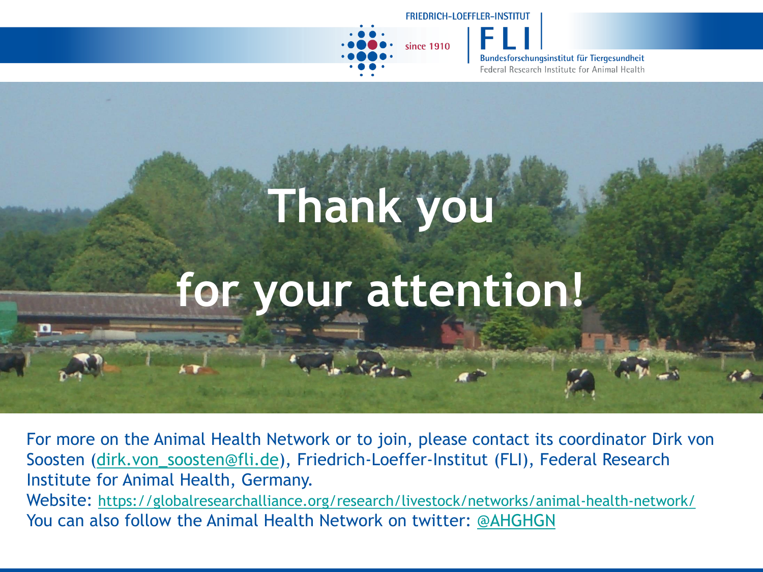# Thank you

# for your attention!

For more on the Animal Health Network or to join, please contact its coordinator Dirk von Soosten (dirk.von_soosten@fli.de), Friedrich-Loeffer-Institut (FLI), Federal Research Institute for Animal Health, Germany.

Website: https://globalresearchalliance.org/research/livestock/networks/animal-health-network/

You can also follow the Animal Health Network on twitter: @AHGHGN